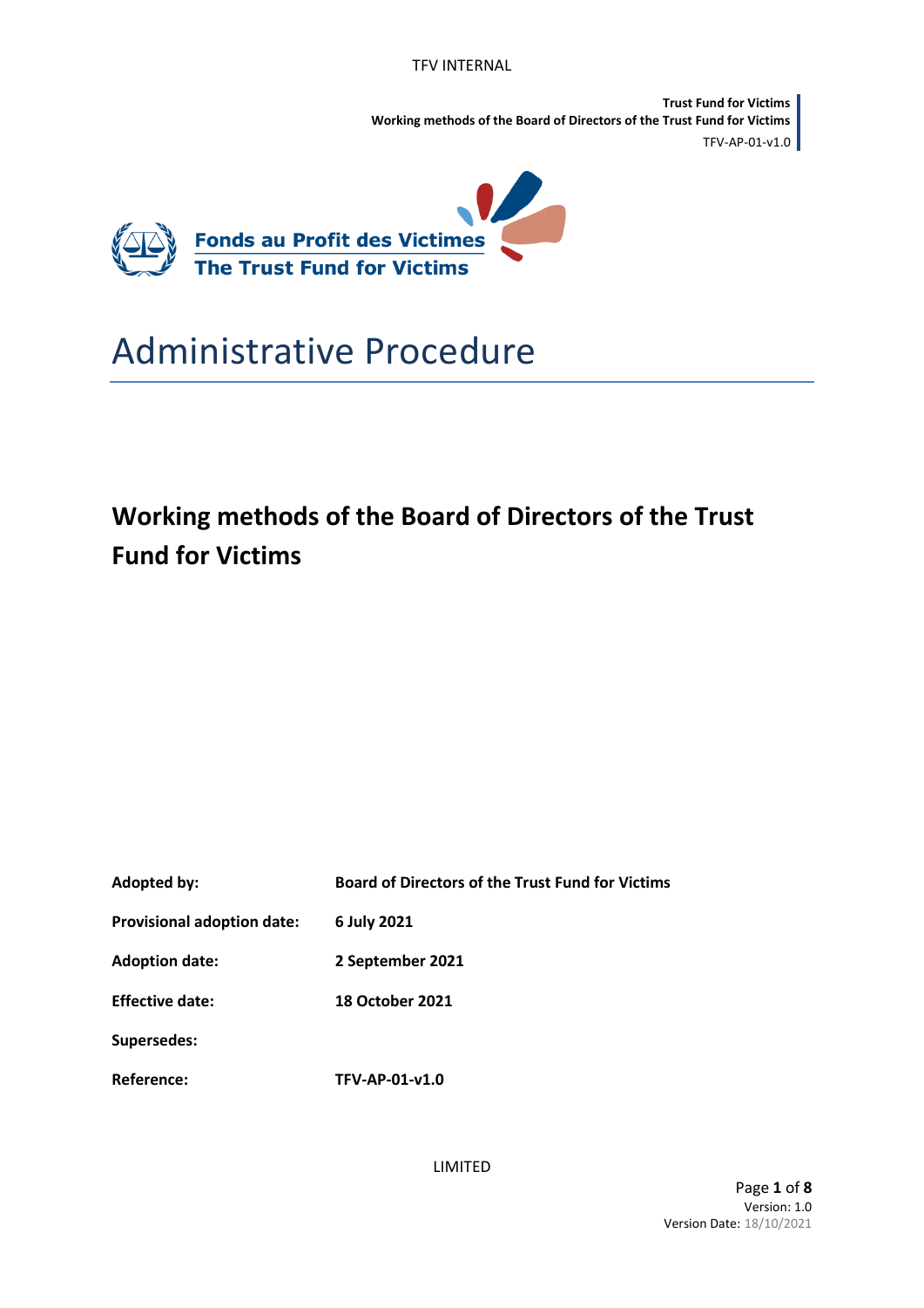Fonds au Profit des Victimes
The Trust Fund for Victims

# Administrative Procedure

## Working methods of the Board of Directors of the Trust Fund for Victims

| | |
|---|---|
| **Adopted by:** | **Board of Directors of the Trust Fund for Victims** |
| **Provisional adoption date:** | **6 July 2021** |
| **Adoption date:** | **2 September 2021** |
| **Effective date:** | **18 October 2021** |
| **Supersedes:** | |
| **Reference:** | **TFV-AP-01-v1.0** |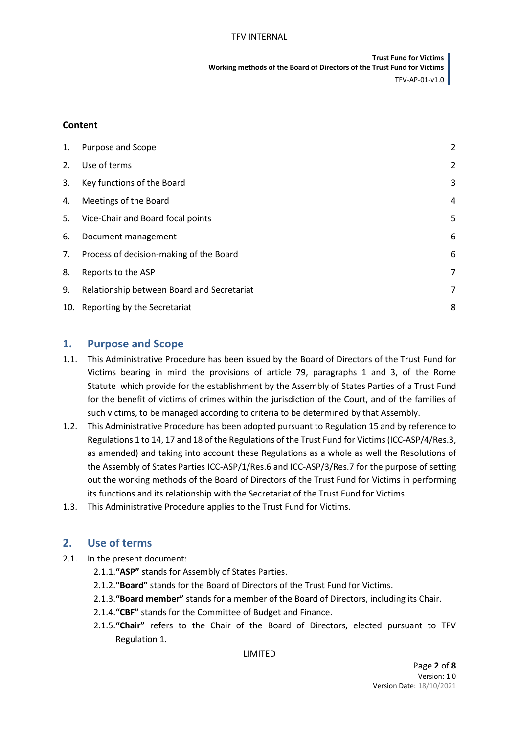**Content**

| | | |
|---|---|---|
| 1. | Purpose and Scope | 2 |
| 2. | Use of terms | 2 |
| 3. | Key functions of the Board | 3 |
| 4. | Meetings of the Board | 4 |
| 5. | Vice-Chair and Board focal points | 5 |
| 6. | Document management | 6 |
| 7. | Process of decision-making of the Board | 6 |
| 8. | Reports to the ASP | 7 |
| 9. | Relationship between Board and Secretariat | 7 |
| 10. | Reporting by the Secretariat | 8 |

## 1. Purpose and Scope

1.1. This Administrative Procedure has been issued by the Board of Directors of the Trust Fund for Victims bearing in mind the provisions of article 79, paragraphs 1 and 3, of the Rome Statute which provide for the establishment by the Assembly of States Parties of a Trust Fund for the benefit of victims of crimes within the jurisdiction of the Court, and of the families of such victims, to be managed according to criteria to be determined by that Assembly.

1.2. This Administrative Procedure has been adopted pursuant to Regulation 15 and by reference to Regulations 1 to 14, 17 and 18 of the Regulations of the Trust Fund for Victims (ICC-ASP/4/Res.3, as amended) and taking into account these Regulations as a whole as well the Resolutions of the Assembly of States Parties ICC-ASP/1/Res.6 and ICC-ASP/3/Res.7 for the purpose of setting out the working methods of the Board of Directors of the Trust Fund for Victims in performing its functions and its relationship with the Secretariat of the Trust Fund for Victims.

1.3. This Administrative Procedure applies to the Trust Fund for Victims.

## 2. Use of terms

2.1. In the present document:

2.1.1. **"ASP"** stands for Assembly of States Parties.

2.1.2. **"Board"** stands for the Board of Directors of the Trust Fund for Victims.

2.1.3. **"Board member"** stands for a member of the Board of Directors, including its Chair.

2.1.4. **"CBF"** stands for the Committee of Budget and Finance.

2.1.5. **"Chair"** refers to the Chair of the Board of Directors, elected pursuant to TFV Regulation 1.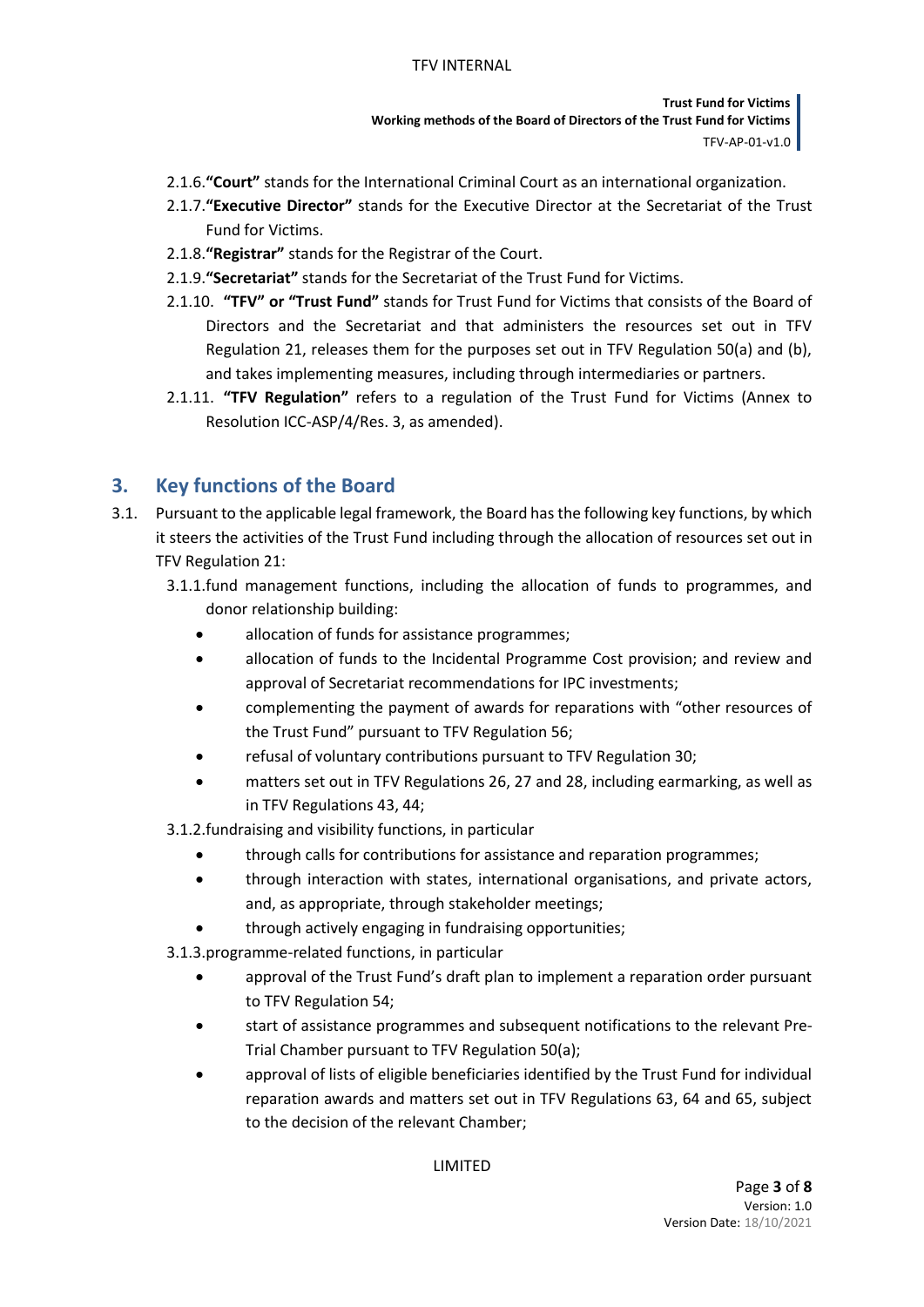2.1.6. **"Court"** stands for the International Criminal Court as an international organization.

2.1.7. **"Executive Director"** stands for the Executive Director at the Secretariat of the Trust Fund for Victims.

2.1.8. **"Registrar"** stands for the Registrar of the Court.

2.1.9. **"Secretariat"** stands for the Secretariat of the Trust Fund for Victims.

2.1.10. **"TFV" or "Trust Fund"** stands for Trust Fund for Victims that consists of the Board of Directors and the Secretariat and that administers the resources set out in TFV Regulation 21, releases them for the purposes set out in TFV Regulation 50(a) and (b), and takes implementing measures, including through intermediaries or partners.

2.1.11. **"TFV Regulation"** refers to a regulation of the Trust Fund for Victims (Annex to Resolution ICC-ASP/4/Res. 3, as amended).

## 3. Key functions of the Board

3.1. Pursuant to the applicable legal framework, the Board has the following key functions, by which it steers the activities of the Trust Fund including through the allocation of resources set out in TFV Regulation 21:

3.1.1. fund management functions, including the allocation of funds to programmes, and donor relationship building:

- allocation of funds for assistance programmes;
- allocation of funds to the Incidental Programme Cost provision; and review and approval of Secretariat recommendations for IPC investments;
- complementing the payment of awards for reparations with "other resources of the Trust Fund" pursuant to TFV Regulation 56;
- refusal of voluntary contributions pursuant to TFV Regulation 30;
- matters set out in TFV Regulations 26, 27 and 28, including earmarking, as well as in TFV Regulations 43, 44;

3.1.2. fundraising and visibility functions, in particular

- through calls for contributions for assistance and reparation programmes;
- through interaction with states, international organisations, and private actors, and, as appropriate, through stakeholder meetings;
- through actively engaging in fundraising opportunities;

3.1.3. programme-related functions, in particular

- approval of the Trust Fund's draft plan to implement a reparation order pursuant to TFV Regulation 54;
- start of assistance programmes and subsequent notifications to the relevant Pre-Trial Chamber pursuant to TFV Regulation 50(a);
- approval of lists of eligible beneficiaries identified by the Trust Fund for individual reparation awards and matters set out in TFV Regulations 63, 64 and 65, subject to the decision of the relevant Chamber;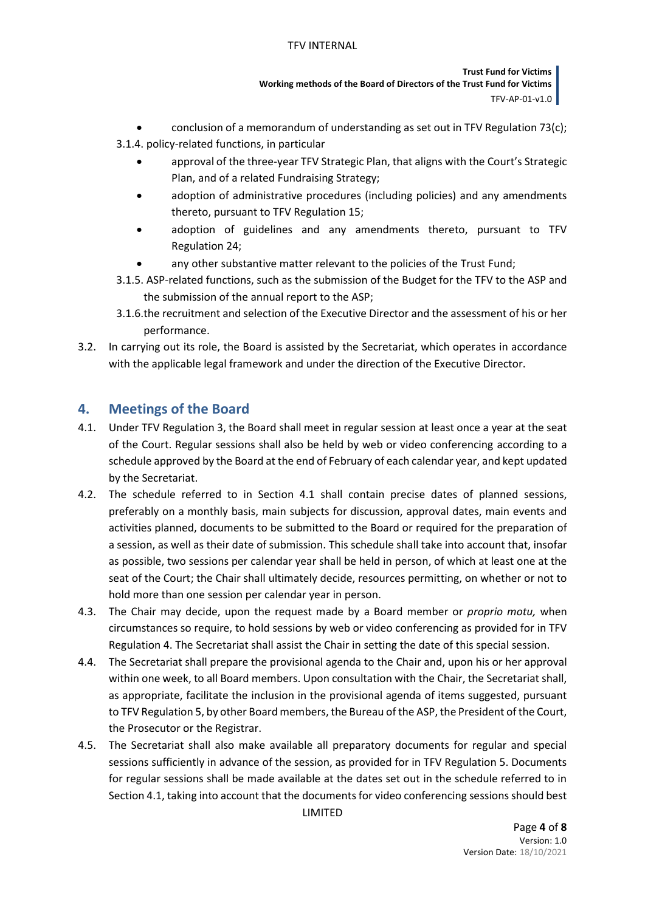- conclusion of a memorandum of understanding as set out in TFV Regulation 73(c);

3.1.4. policy-related functions, in particular

- approval of the three-year TFV Strategic Plan, that aligns with the Court's Strategic Plan, and of a related Fundraising Strategy;
- adoption of administrative procedures (including policies) and any amendments thereto, pursuant to TFV Regulation 15;
- adoption of guidelines and any amendments thereto, pursuant to TFV Regulation 24;
- any other substantive matter relevant to the policies of the Trust Fund;

3.1.5. ASP-related functions, such as the submission of the Budget for the TFV to the ASP and the submission of the annual report to the ASP;

3.1.6. the recruitment and selection of the Executive Director and the assessment of his or her performance.

3.2. In carrying out its role, the Board is assisted by the Secretariat, which operates in accordance with the applicable legal framework and under the direction of the Executive Director.

## 4. Meetings of the Board

4.1. Under TFV Regulation 3, the Board shall meet in regular session at least once a year at the seat of the Court. Regular sessions shall also be held by web or video conferencing according to a schedule approved by the Board at the end of February of each calendar year, and kept updated by the Secretariat.

4.2. The schedule referred to in Section 4.1 shall contain precise dates of planned sessions, preferably on a monthly basis, main subjects for discussion, approval dates, main events and activities planned, documents to be submitted to the Board or required for the preparation of a session, as well as their date of submission. This schedule shall take into account that, insofar as possible, two sessions per calendar year shall be held in person, of which at least one at the seat of the Court; the Chair shall ultimately decide, resources permitting, on whether or not to hold more than one session per calendar year in person.

4.3. The Chair may decide, upon the request made by a Board member or *proprio motu,* when circumstances so require, to hold sessions by web or video conferencing as provided for in TFV Regulation 4. The Secretariat shall assist the Chair in setting the date of this special session.

4.4. The Secretariat shall prepare the provisional agenda to the Chair and, upon his or her approval within one week, to all Board members. Upon consultation with the Chair, the Secretariat shall, as appropriate, facilitate the inclusion in the provisional agenda of items suggested, pursuant to TFV Regulation 5, by other Board members, the Bureau of the ASP, the President of the Court, the Prosecutor or the Registrar.

4.5. The Secretariat shall also make available all preparatory documents for regular and special sessions sufficiently in advance of the session, as provided for in TFV Regulation 5. Documents for regular sessions shall be made available at the dates set out in the schedule referred to in Section 4.1, taking into account that the documents for video conferencing sessions should best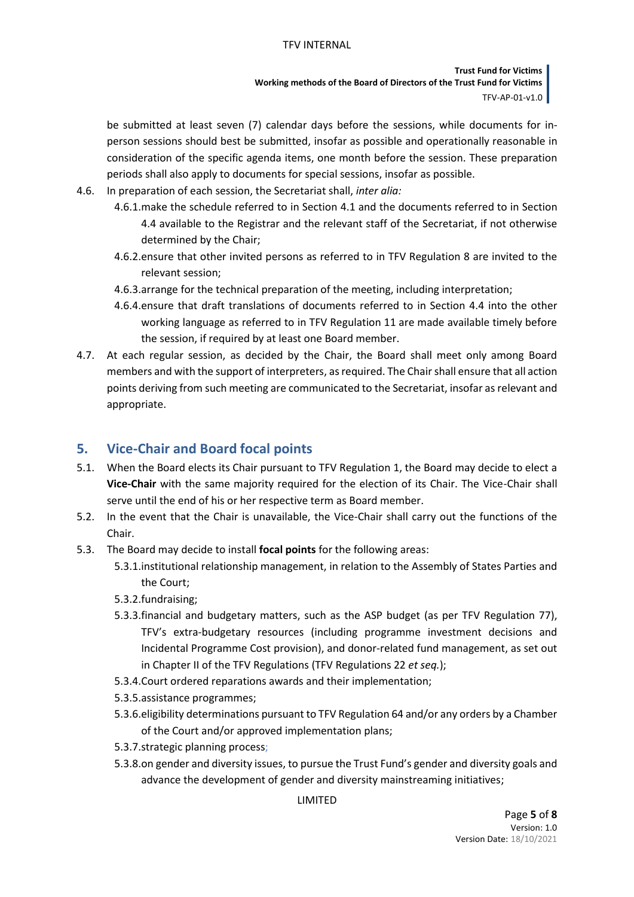be submitted at least seven (7) calendar days before the sessions, while documents for in-person sessions should best be submitted, insofar as possible and operationally reasonable in consideration of the specific agenda items, one month before the session. These preparation periods shall also apply to documents for special sessions, insofar as possible.

4.6. In preparation of each session, the Secretariat shall, *inter alia:*

- 4.6.1. make the schedule referred to in Section 4.1 and the documents referred to in Section 4.4 available to the Registrar and the relevant staff of the Secretariat, if not otherwise determined by the Chair;
- 4.6.2. ensure that other invited persons as referred to in TFV Regulation 8 are invited to the relevant session;
- 4.6.3. arrange for the technical preparation of the meeting, including interpretation;
- 4.6.4. ensure that draft translations of documents referred to in Section 4.4 into the other working language as referred to in TFV Regulation 11 are made available timely before the session, if required by at least one Board member.

4.7. At each regular session, as decided by the Chair, the Board shall meet only among Board members and with the support of interpreters, as required. The Chair shall ensure that all action points deriving from such meeting are communicated to the Secretariat, insofar as relevant and appropriate.

## 5. Vice-Chair and Board focal points

5.1. When the Board elects its Chair pursuant to TFV Regulation 1, the Board may decide to elect a **Vice-Chair** with the same majority required for the election of its Chair. The Vice-Chair shall serve until the end of his or her respective term as Board member.

5.2. In the event that the Chair is unavailable, the Vice-Chair shall carry out the functions of the Chair.

5.3. The Board may decide to install **focal points** for the following areas:

- 5.3.1. institutional relationship management, in relation to the Assembly of States Parties and the Court;
- 5.3.2. fundraising;
- 5.3.3. financial and budgetary matters, such as the ASP budget (as per TFV Regulation 77), TFV's extra-budgetary resources (including programme investment decisions and Incidental Programme Cost provision), and donor-related fund management, as set out in Chapter II of the TFV Regulations (TFV Regulations 22 *et seq.*);
- 5.3.4. Court ordered reparations awards and their implementation;
- 5.3.5. assistance programmes;
- 5.3.6. eligibility determinations pursuant to TFV Regulation 64 and/or any orders by a Chamber of the Court and/or approved implementation plans;
- 5.3.7. strategic planning process;
- 5.3.8. on gender and diversity issues, to pursue the Trust Fund's gender and diversity goals and advance the development of gender and diversity mainstreaming initiatives;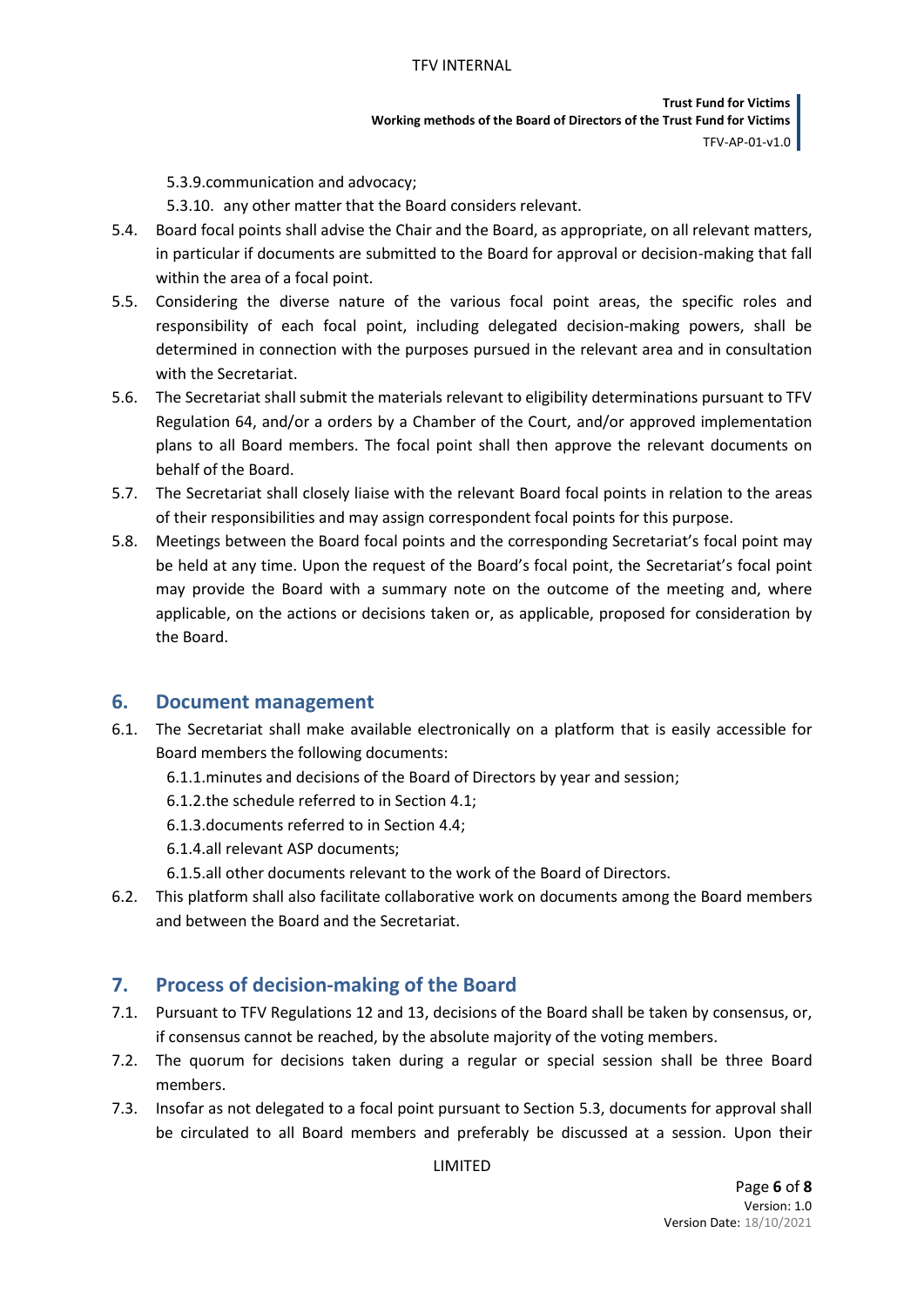5.3.9. communication and advocacy;

5.3.10. any other matter that the Board considers relevant.

5.4. Board focal points shall advise the Chair and the Board, as appropriate, on all relevant matters, in particular if documents are submitted to the Board for approval or decision-making that fall within the area of a focal point.

5.5. Considering the diverse nature of the various focal point areas, the specific roles and responsibility of each focal point, including delegated decision-making powers, shall be determined in connection with the purposes pursued in the relevant area and in consultation with the Secretariat.

5.6. The Secretariat shall submit the materials relevant to eligibility determinations pursuant to TFV Regulation 64, and/or a orders by a Chamber of the Court, and/or approved implementation plans to all Board members. The focal point shall then approve the relevant documents on behalf of the Board.

5.7. The Secretariat shall closely liaise with the relevant Board focal points in relation to the areas of their responsibilities and may assign correspondent focal points for this purpose.

5.8. Meetings between the Board focal points and the corresponding Secretariat's focal point may be held at any time. Upon the request of the Board's focal point, the Secretariat's focal point may provide the Board with a summary note on the outcome of the meeting and, where applicable, on the actions or decisions taken or, as applicable, proposed for consideration by the Board.

## 6. Document management

6.1. The Secretariat shall make available electronically on a platform that is easily accessible for Board members the following documents:

6.1.1. minutes and decisions of the Board of Directors by year and session;

6.1.2. the schedule referred to in Section 4.1;

6.1.3. documents referred to in Section 4.4;

6.1.4. all relevant ASP documents;

6.1.5. all other documents relevant to the work of the Board of Directors.

6.2. This platform shall also facilitate collaborative work on documents among the Board members and between the Board and the Secretariat.

## 7. Process of decision-making of the Board

7.1. Pursuant to TFV Regulations 12 and 13, decisions of the Board shall be taken by consensus, or, if consensus cannot be reached, by the absolute majority of the voting members.

7.2. The quorum for decisions taken during a regular or special session shall be three Board members.

7.3. Insofar as not delegated to a focal point pursuant to Section 5.3, documents for approval shall be circulated to all Board members and preferably be discussed at a session. Upon their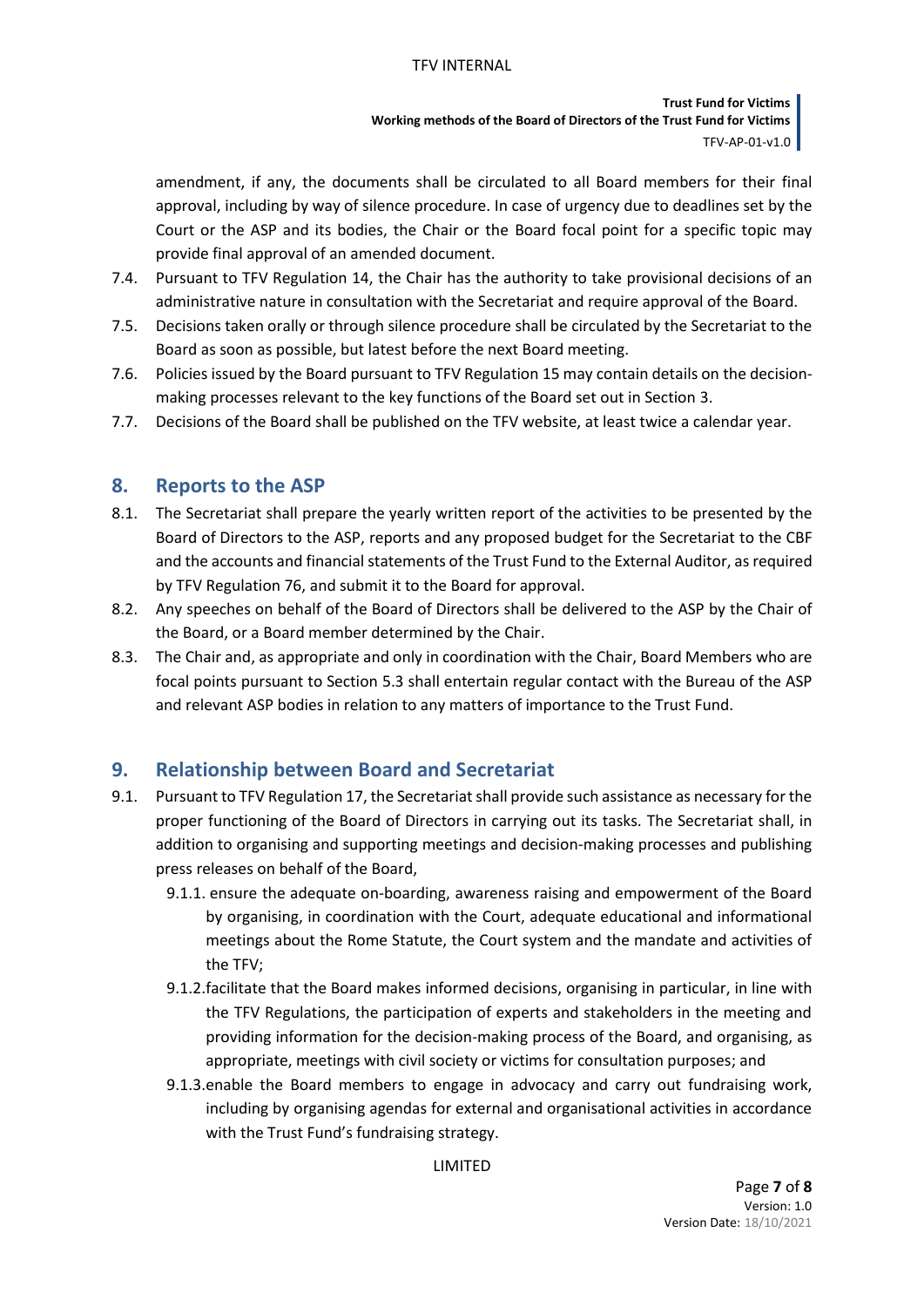amendment, if any, the documents shall be circulated to all Board members for their final approval, including by way of silence procedure. In case of urgency due to deadlines set by the Court or the ASP and its bodies, the Chair or the Board focal point for a specific topic may provide final approval of an amended document.

7.4. Pursuant to TFV Regulation 14, the Chair has the authority to take provisional decisions of an administrative nature in consultation with the Secretariat and require approval of the Board.

7.5. Decisions taken orally or through silence procedure shall be circulated by the Secretariat to the Board as soon as possible, but latest before the next Board meeting.

7.6. Policies issued by the Board pursuant to TFV Regulation 15 may contain details on the decision-making processes relevant to the key functions of the Board set out in Section 3.

7.7. Decisions of the Board shall be published on the TFV website, at least twice a calendar year.

## 8. Reports to the ASP

8.1. The Secretariat shall prepare the yearly written report of the activities to be presented by the Board of Directors to the ASP, reports and any proposed budget for the Secretariat to the CBF and the accounts and financial statements of the Trust Fund to the External Auditor, as required by TFV Regulation 76, and submit it to the Board for approval.

8.2. Any speeches on behalf of the Board of Directors shall be delivered to the ASP by the Chair of the Board, or a Board member determined by the Chair.

8.3. The Chair and, as appropriate and only in coordination with the Chair, Board Members who are focal points pursuant to Section 5.3 shall entertain regular contact with the Bureau of the ASP and relevant ASP bodies in relation to any matters of importance to the Trust Fund.

## 9. Relationship between Board and Secretariat

9.1. Pursuant to TFV Regulation 17, the Secretariat shall provide such assistance as necessary for the proper functioning of the Board of Directors in carrying out its tasks. The Secretariat shall, in addition to organising and supporting meetings and decision-making processes and publishing press releases on behalf of the Board,

9.1.1. ensure the adequate on-boarding, awareness raising and empowerment of the Board by organising, in coordination with the Court, adequate educational and informational meetings about the Rome Statute, the Court system and the mandate and activities of the TFV;

9.1.2. facilitate that the Board makes informed decisions, organising in particular, in line with the TFV Regulations, the participation of experts and stakeholders in the meeting and providing information for the decision-making process of the Board, and organising, as appropriate, meetings with civil society or victims for consultation purposes; and

9.1.3. enable the Board members to engage in advocacy and carry out fundraising work, including by organising agendas for external and organisational activities in accordance with the Trust Fund's fundraising strategy.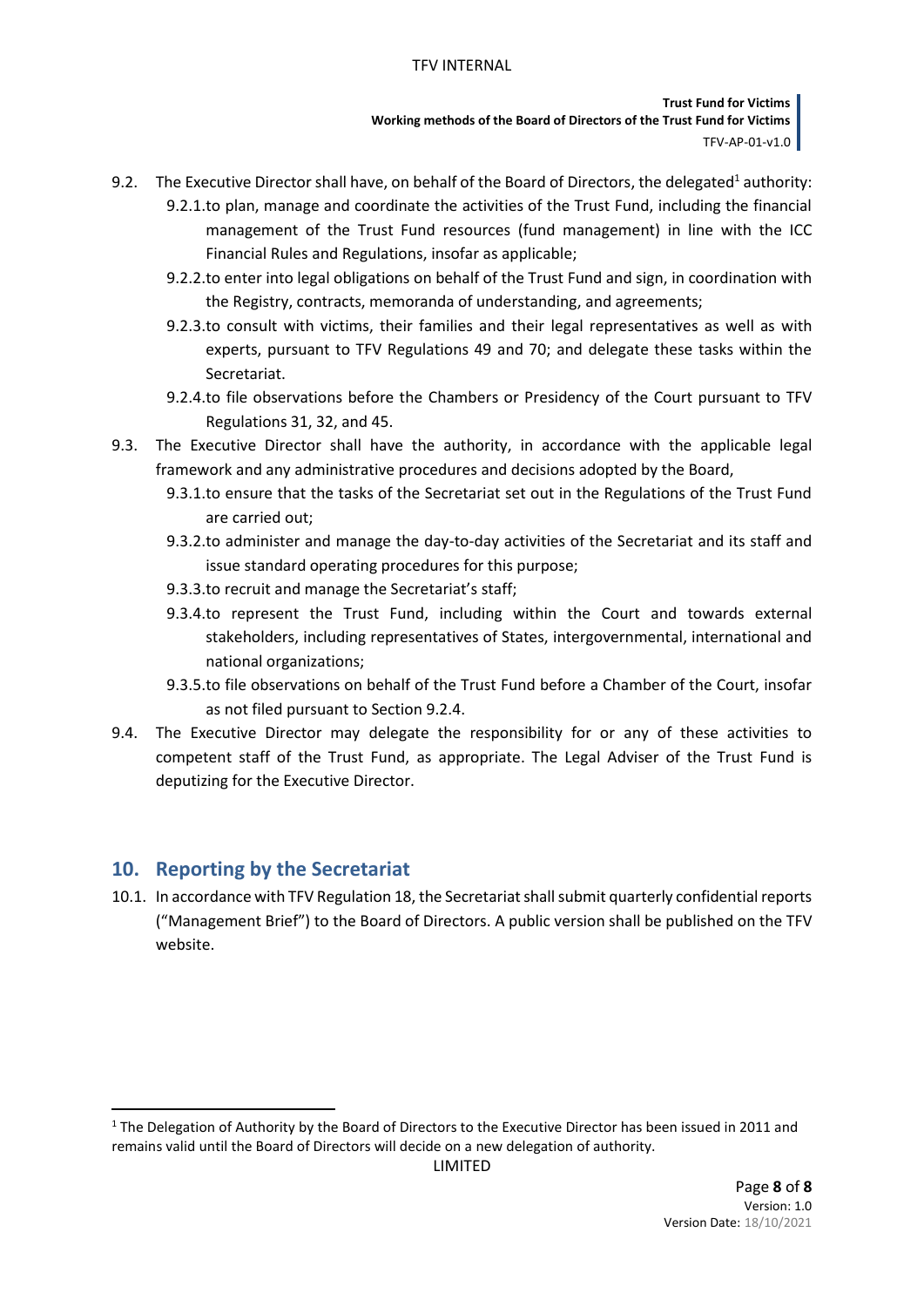9.2. The Executive Director shall have, on behalf of the Board of Directors, the delegated[1] authority:
   - 9.2.1. to plan, manage and coordinate the activities of the Trust Fund, including the financial management of the Trust Fund resources (fund management) in line with the ICC Financial Rules and Regulations, insofar as applicable;
   - 9.2.2. to enter into legal obligations on behalf of the Trust Fund and sign, in coordination with the Registry, contracts, memoranda of understanding, and agreements;
   - 9.2.3. to consult with victims, their families and their legal representatives as well as with experts, pursuant to TFV Regulations 49 and 70; and delegate these tasks within the Secretariat.
   - 9.2.4. to file observations before the Chambers or Presidency of the Court pursuant to TFV Regulations 31, 32, and 45.

9.3. The Executive Director shall have the authority, in accordance with the applicable legal framework and any administrative procedures and decisions adopted by the Board,
   - 9.3.1. to ensure that the tasks of the Secretariat set out in the Regulations of the Trust Fund are carried out;
   - 9.3.2. to administer and manage the day-to-day activities of the Secretariat and its staff and issue standard operating procedures for this purpose;
   - 9.3.3. to recruit and manage the Secretariat's staff;
   - 9.3.4. to represent the Trust Fund, including within the Court and towards external stakeholders, including representatives of States, intergovernmental, international and national organizations;
   - 9.3.5. to file observations on behalf of the Trust Fund before a Chamber of the Court, insofar as not filed pursuant to Section 9.2.4.

9.4. The Executive Director may delegate the responsibility for or any of these activities to competent staff of the Trust Fund, as appropriate. The Legal Adviser of the Trust Fund is deputizing for the Executive Director.

## 10. Reporting by the Secretariat

10.1. In accordance with TFV Regulation 18, the Secretariat shall submit quarterly confidential reports ("Management Brief") to the Board of Directors. A public version shall be published on the TFV website.

---

[1] The Delegation of Authority by the Board of Directors to the Executive Director has been issued in 2011 and remains valid until the Board of Directors will decide on a new delegation of authority.